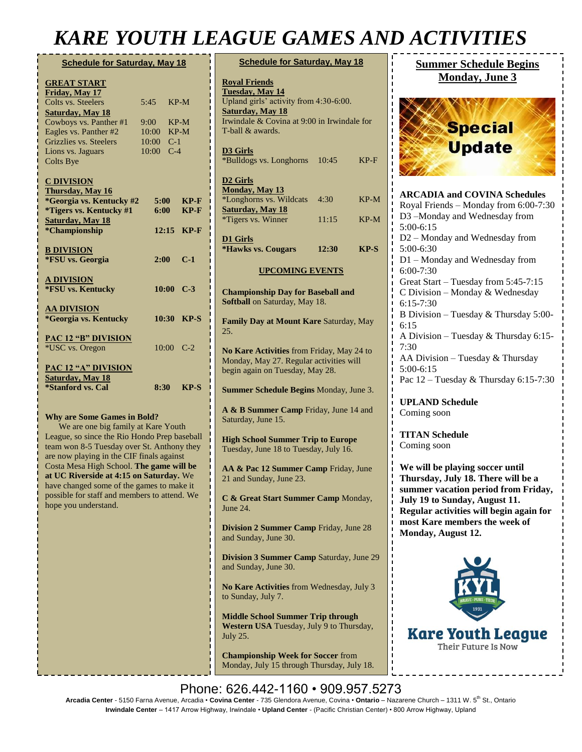# KARE YOUTH LEAGUE GAMES AND ACTIVITIES

**Schedule for Saturday, May 18**

**GREAT START**

**Friday, May 17**

| | | |
|---|---|---|
| Colts vs. Steelers | 5:45 | KP-M |

**Saturday, May 18**

| | | |
|---|---|---|
| Cowboys vs. Panther #1 | 9:00 | KP-M |
| Eagles vs. Panther #2 | 10:00 | KP-M |
| Grizzlies vs. Steelers | 10:00 | C-1 |
| Lions vs. Jaguars | 10:00 | C-4 |
| Colts Bye | | |

**C DIVISION**

**Thursday, May 16**

| | | |
|---|---|---|
| **\*Georgia vs. Kentucky #2** | **5:00** | **KP-F** |
| **\*Tigers vs. Kentucky #1** | **6:00** | **KP-F** |

**Saturday, May 18**

| | | |
|---|---|---|
| **\*Championship** | **12:15** | **KP-F** |

**B DIVISION**

| | | |
|---|---|---|
| **\*FSU vs. Georgia** | **2:00** | **C-1** |

**A DIVISION**

| | | |
|---|---|---|
| **\*FSU vs. Kentucky** | **10:00** | **C-3** |

**AA DIVISION**

| | | |
|---|---|---|
| **\*Georgia vs. Kentucky** | **10:30** | **KP-S** |

**PAC 12 "B" DIVISION**

| | | |
|---|---|---|
| \*USC vs. Oregon | 10:00 | C-2 |

**PAC 12 "A" DIVISION**

**Saturday, May 18**

| | | |
|---|---|---|
| **\*Stanford vs. Cal** | **8:30** | **KP-S** |

**Why are Some Games in Bold?**

We are one big family at Kare Youth League, so since the Rio Hondo Prep baseball team won 8-5 Tuesday over St. Anthony they are now playing in the CIF finals against Costa Mesa High School. **The game will be at UC Riverside at 4:15 on Saturday.** We have changed some of the games to make it possible for staff and members to attend. We hope you understand.

**Schedule for Saturday, May 18**

**Royal Friends**

**Tuesday, May 14**

Upland girls' activity from 4:30-6:00.

**Saturday, May 18**

Irwindale & Covina at 9:00 in Irwindale for T-ball & awards.

**D3 Girls**

| | | |
|---|---|---|
| \*Bulldogs vs. Longhorns | 10:45 | KP-F |

**D2 Girls**

**Monday, May 13**

| | | |
|---|---|---|
| \*Longhorns vs. Wildcats | 4:30 | KP-M |

**Saturday, May 18**

| | | |
|---|---|---|
| \*Tigers vs. Winner | 11:15 | KP-M |

**D1 Girls**

| | | |
|---|---|---|
| **\*Hawks vs. Cougars** | **12:30** | **KP-S** |

**UPCOMING EVENTS**

**Championship Day for Baseball and Softball** on Saturday, May 18.

**Family Day at Mount Kare** Saturday, May 25.

**No Kare Activities** from Friday, May 24 to Monday, May 27. Regular activities will begin again on Tuesday, May 28.

**Summer Schedule Begins** Monday, June 3.

**A & B Summer Camp** Friday, June 14 and Saturday, June 15.

**High School Summer Trip to Europe** Tuesday, June 18 to Tuesday, July 16.

**AA & Pac 12 Summer Camp** Friday, June 21 and Sunday, June 23.

**C & Great Start Summer Camp** Monday, June 24.

**Division 2 Summer Camp** Friday, June 28 and Sunday, June 30.

**Division 3 Summer Camp** Saturday, June 29 and Sunday, June 30.

**No Kare Activities** from Wednesday, July 3 to Sunday, July 7.

**Middle School Summer Trip through Western USA** Tuesday, July 9 to Thursday, July 25.

**Championship Week for Soccer** from Monday, July 15 through Thursday, July 18.

**Summer Schedule Begins Monday, June 3**

Special Update

**ARCADIA and COVINA Schedules**

Royal Friends – Monday from 6:00-7:30

D3 –Monday and Wednesday from 5:00-6:15

D2 – Monday and Wednesday from 5:00-6:30

D1 – Monday and Wednesday from 6:00-7:30

Great Start – Tuesday from 5:45-7:15

C Division – Monday & Wednesday 6:15-7:30

B Division – Tuesday & Thursday 5:00-6:15

A Division – Tuesday & Thursday 6:15-7:30

AA Division – Tuesday & Thursday 5:00-6:15

Pac 12 – Tuesday & Thursday 6:15-7:30

**UPLAND Schedule**

Coming soon

**TITAN Schedule**

Coming soon

**We will be playing soccer until Thursday, July 18. There will be a summer vacation period from Friday, July 19 to Sunday, August 11. Regular activities will begin again for most Kare members the week of Monday, August 12.**

KYL BRAVE · PURE · TRUE 1931

**Kare Youth League**

Their Future Is Now

Phone: 626.442-1160 • 909.957.5273

**Arcadia Center** - 5150 Farna Avenue, Arcadia • **Covina Center** - 735 Glendora Avenue, Covina • **Ontario** – Nazarene Church – 1311 W. 5th St., Ontario

**Irwindale Center** – 1417 Arrow Highway, Irwindale • **Upland Center** - (Pacific Christian Center) • 800 Arrow Highway, Upland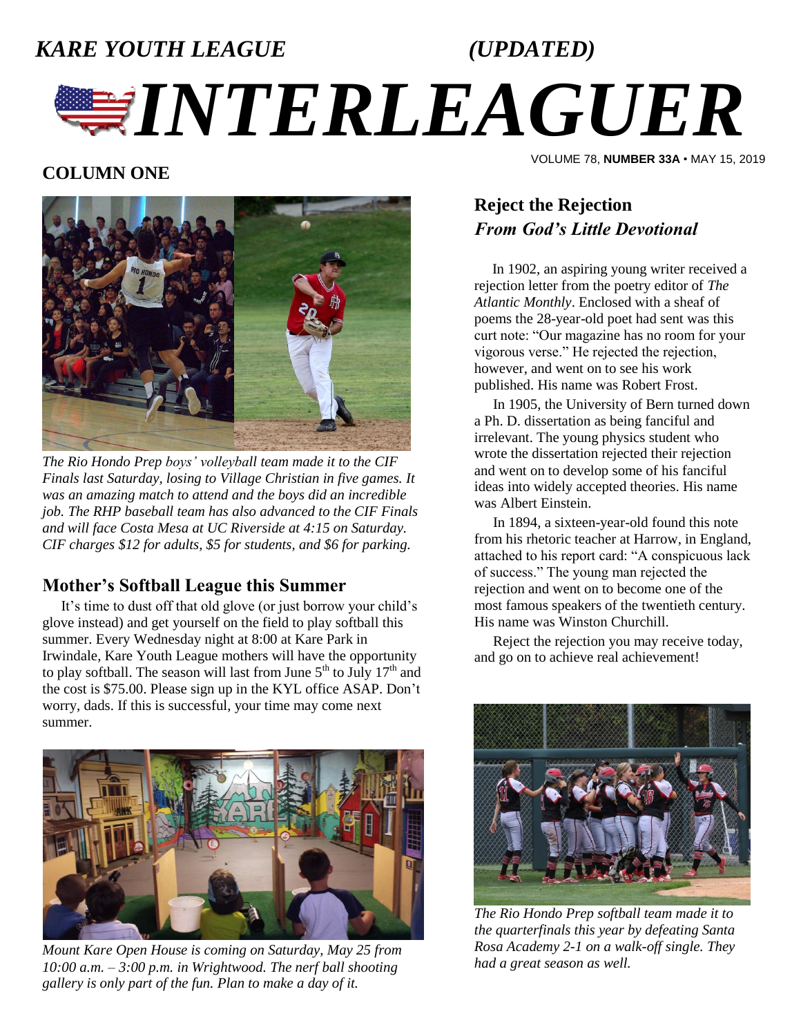*KARE YOUTH LEAGUE* *(UPDATED)*

# *INTERLEAGUER*

VOLUME 78, **NUMBER 33A** • MAY 15, 2019

## COLUMN ONE

*The Rio Hondo Prep boys' volleyball team made it to the CIF Finals last Saturday, losing to Village Christian in five games. It was an amazing match to attend and the boys did an incredible job. The RHP baseball team has also advanced to the CIF Finals and will face Costa Mesa at UC Riverside at 4:15 on Saturday. CIF charges $12 for adults, $5 for students, and $6 for parking.*

### Mother's Softball League this Summer

It's time to dust off that old glove (or just borrow your child's glove instead) and get yourself on the field to play softball this summer. Every Wednesday night at 8:00 at Kare Park in Irwindale, Kare Youth League mothers will have the opportunity to play softball. The season will last from June 5th to July 17th and the cost is $75.00. Please sign up in the KYL office ASAP. Don't worry, dads. If this is successful, your time may come next summer.

*Mount Kare Open House is coming on Saturday, May 25 from 10:00 a.m. – 3:00 p.m. in Wrightwood. The nerf ball shooting gallery is only part of the fun. Plan to make a day of it.*

### Reject the Rejection
### *From God's Little Devotional*

In 1902, an aspiring young writer received a rejection letter from the poetry editor of *The Atlantic Monthly*. Enclosed with a sheaf of poems the 28-year-old poet had sent was this curt note: "Our magazine has no room for your vigorous verse." He rejected the rejection, however, and went on to see his work published. His name was Robert Frost.

In 1905, the University of Bern turned down a Ph. D. dissertation as being fanciful and irrelevant. The young physics student who wrote the dissertation rejected their rejection and went on to develop some of his fanciful ideas into widely accepted theories. His name was Albert Einstein.

In 1894, a sixteen-year-old found this note from his rhetoric teacher at Harrow, in England, attached to his report card: "A conspicuous lack of success." The young man rejected the rejection and went on to become one of the most famous speakers of the twentieth century. His name was Winston Churchill.

Reject the rejection you may receive today, and go on to achieve real achievement!

*The Rio Hondo Prep softball team made it to the quarterfinals this year by defeating Santa Rosa Academy 2-1 on a walk-off single. They had a great season as well.*